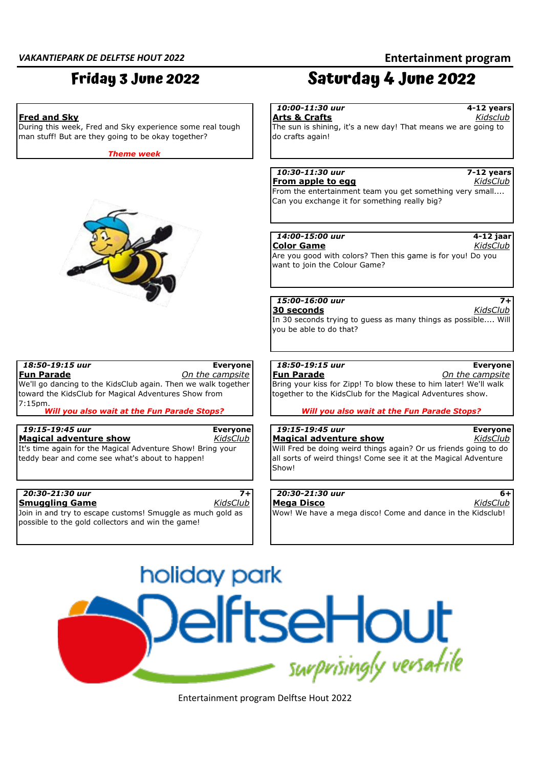VAKANTIEPARK DE DELFTSE HOUT 2022

Entertainment program

# Friday 3 June 2022

**Fred and Sky**
During this week, Fred and Sky experience some real tough man stuff! But are they going to be okay together?

***Theme week***

**18:50-19:15 uur** — Everyone
**Fun Parade** — *On the campsite*
We'll go dancing to the KidsClub again. Then we walk together toward the KidsClub for Magical Adventures Show from 7:15pm.
***Will you also wait at the Fun Parade Stops?***

**19:15-19:45 uur** — Everyone
**Magical adventure show** — *KidsClub*
It's time again for the Magical Adventure Show! Bring your teddy bear and come see what's about to happen!

**20:30-21:30 uur** — 7+
**Smuggling Game** — *KidsClub*
Join in and try to escape customs! Smuggle as much gold as possible to the gold collectors and win the game!

# Saturday 4 June 2022

**10:00-11:30 uur** — 4-12 years
**Arts & Crafts** — *Kidsclub*
The sun is shining, it's a new day! That means we are going to do crafts again!

**10:30-11:30 uur** — 7-12 years
**From apple to egg** — *KidsClub*
From the entertainment team you get something very small.... Can you exchange it for something really big?

**14:00-15:00 uur** — 4-12 jaar
**Color Game** — *KidsClub*
Are you good with colors? Then this game is for you! Do you want to join the Colour Game?

**15:00-16:00 uur** — 7+
**30 seconds** — *KidsClub*
In 30 seconds trying to guess as many things as possible.... Will you be able to do that?

**18:50-19:15 uur** — Everyone
**Fun Parade** — *On the campsite*
Bring your kiss for Zipp! To blow these to him later! We'll walk together to the KidsClub for the Magical Adventures show.
***Will you also wait at the Fun Parade Stops?***

**19:15-19:45 uur** — Everyone
**Magical adventure show** — *KidsClub*
Will Fred be doing weird things again? Or us friends going to do all sorts of weird things! Come see it at the Magical Adventure Show!

**20:30-21:30 uur** — 6+
**Mega Disco** — *KidsClub*
Wow! We have a mega disco! Come and dance in the Kidsclub!

holiday park DelftseHout surprisingly versatile

Entertainment program Delftse Hout 2022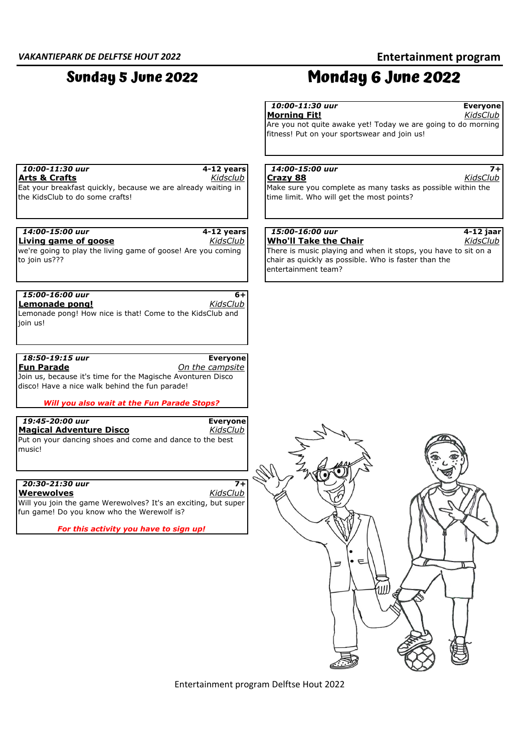## Sunday 5 June 2022

**10:00-11:30 uur** — 4-12 years
**Arts & Crafts** — *Kidsclub*
Eat your breakfast quickly, because we are already waiting in the KidsClub to do some crafts!

**14:00-15:00 uur** — 4-12 years
**Living game of goose** — *KidsClub*
we're going to play the living game of goose! Are you coming to join us???

**15:00-16:00 uur** — 6+
**Lemonade pong!** — *KidsClub*
Lemonade pong! How nice is that! Come to the KidsClub and join us!

**18:50-19:15 uur** — Everyone
**Fun Parade** — *On the campsite*
Join us, because it's time for the Magische Avonturen Disco disco! Have a nice walk behind the fun parade!

***Will you also wait at the Fun Parade Stops?***

**19:45-20:00 uur** — Everyone
**Magical Adventure Disco** — *KidsClub*
Put on your dancing shoes and come and dance to the best music!

**20:30-21:30 uur** — 7+
**Werewolves** — *KidsClub*
Will you join the game Werewolves? It's an exciting, but super fun game! Do you know who the Werewolf is?

***For this activity you have to sign up!***

## Monday 6 June 2022

**10:00-11:30 uur** — Everyone
**Morning Fit!** — *KidsClub*
Are you not quite awake yet! Today we are going to do morning fitness! Put on your sportswear and join us!

**14:00-15:00 uur** — 7+
**Crazy 88** — *KidsClub*
Make sure you complete as many tasks as possible within the time limit. Who will get the most points?

**15:00-16:00 uur** — 4-12 jaar
**Who'll Take the Chair** — *KidsClub*
There is music playing and when it stops, you have to sit on a chair as quickly as possible. Who is faster than the entertainment team?